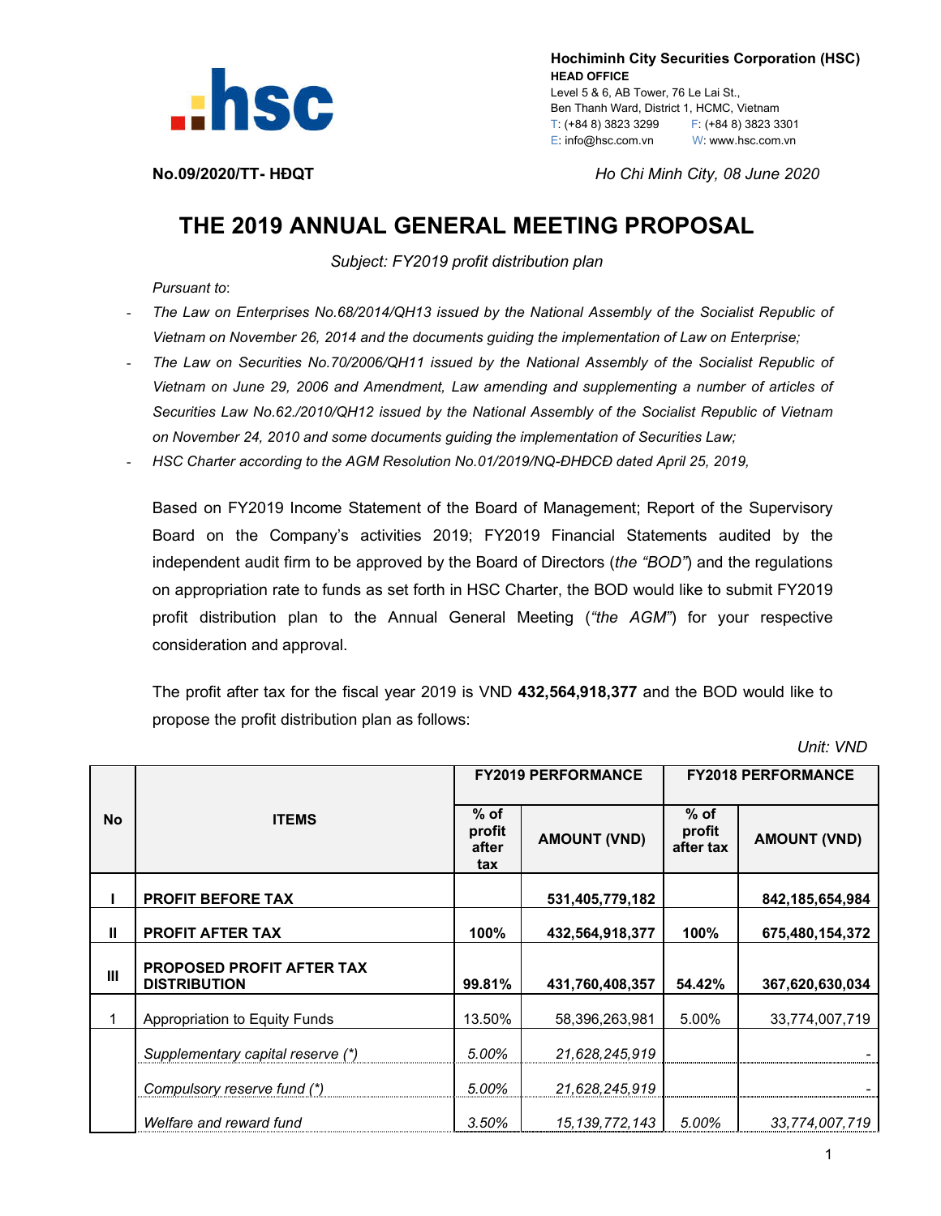**Hochiminh City Securities Corporation (HSC)**
**HEAD OFFICE**
Level 5 & 6, AB Tower, 76 Le Lai St.,
Ben Thanh Ward, District 1, HCMC, Vietnam
T: (+84 8) 3823 3299 F: (+84 8) 3823 3301
E: info@hsc.com.vn W: www.hsc.com.vn

**No.09/2020/TT- HĐQT** *Ho Chi Minh City, 08 June 2020*

# THE 2019 ANNUAL GENERAL MEETING PROPOSAL

*Subject: FY2019 profit distribution plan*

*Pursuant to*:

- *The Law on Enterprises No.68/2014/QH13 issued by the National Assembly of the Socialist Republic of Vietnam on November 26, 2014 and the documents guiding the implementation of Law on Enterprise;*
- *The Law on Securities No.70/2006/QH11 issued by the National Assembly of the Socialist Republic of Vietnam on June 29, 2006 and Amendment, Law amending and supplementing a number of articles of Securities Law No.62./2010/QH12 issued by the National Assembly of the Socialist Republic of Vietnam on November 24, 2010 and some documents guiding the implementation of Securities Law;*
- *HSC Charter according to the AGM Resolution No.01/2019/NQ-ĐHĐCĐ dated April 25, 2019,*

Based on FY2019 Income Statement of the Board of Management; Report of the Supervisory Board on the Company's activities 2019; FY2019 Financial Statements audited by the independent audit firm to be approved by the Board of Directors (*the "BOD"*) and the regulations on appropriation rate to funds as set forth in HSC Charter, the BOD would like to submit FY2019 profit distribution plan to the Annual General Meeting (*"the AGM"*) for your respective consideration and approval.

The profit after tax for the fiscal year 2019 is VND **432,564,918,377** and the BOD would like to propose the profit distribution plan as follows:

*Unit: VND*

| No | ITEMS | FY2019 PERFORMANCE | | FY2018 PERFORMANCE | |
|---|---|---|---|---|---|
| | | % of profit after tax | AMOUNT (VND) | % of profit after tax | AMOUNT (VND) |
| **I** | **PROFIT BEFORE TAX** | | **531,405,779,182** | | **842,185,654,984** |
| **II** | **PROFIT AFTER TAX** | **100%** | **432,564,918,377** | **100%** | **675,480,154,372** |
| **III** | **PROPOSED PROFIT AFTER TAX DISTRIBUTION** | **99.81%** | **431,760,408,357** | **54.42%** | **367,620,630,034** |
| 1 | Appropriation to Equity Funds | 13.50% | 58,396,263,981 | 5.00% | 33,774,007,719 |
| | *Supplementary capital reserve (*)* | *5.00%* | *21,628,245,919* | | *-* |
| | *Compulsory reserve fund (*)* | *5.00%* | *21,628,245,919* | | *-* |
| | *Welfare and reward fund* | *3.50%* | *15,139,772,143* | *5.00%* | *33,774,007,719* |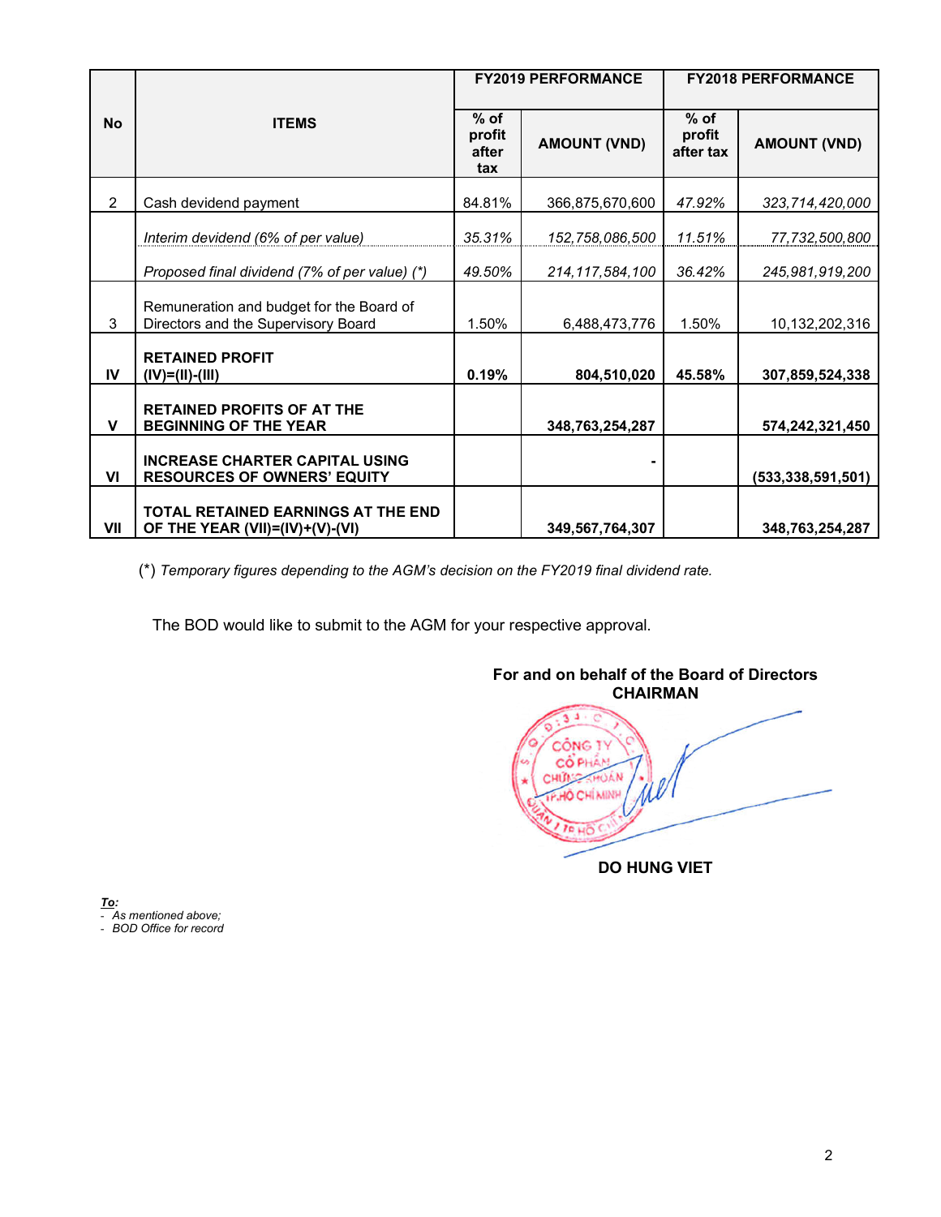| No | ITEMS | FY2019 PERFORMANCE | | FY2018 PERFORMANCE | |
|---|---|---|---|---|---|
| | | % of profit after tax | AMOUNT (VND) | % of profit after tax | AMOUNT (VND) |
| 2 | Cash devidend payment | 84.81% | 366,875,670,600 | *47.92%* | *323,714,420,000* |
| | *Interim devidend (6% of per value)* | *35.31%* | *152,758,086,500* | *11.51%* | *77,732,500,800* |
| | *Proposed final dividend (7% of per value) (*)* | *49.50%* | *214,117,584,100* | *36.42%* | *245,981,919,200* |
| 3 | Remuneration and budget for the Board of Directors and the Supervisory Board | 1.50% | 6,488,473,776 | 1.50% | 10,132,202,316 |
| **IV** | **RETAINED PROFIT (IV)=(II)-(III)** | **0.19%** | **804,510,020** | **45.58%** | **307,859,524,338** |
| **V** | **RETAINED PROFITS OF AT THE BEGINNING OF THE YEAR** | | **348,763,254,287** | | **574,242,321,450** |
| **VI** | **INCREASE CHARTER CAPITAL USING RESOURCES OF OWNERS' EQUITY** | | **-** | | **(533,338,591,501)** |
| **VII** | **TOTAL RETAINED EARNINGS AT THE END OF THE YEAR (VII)=(IV)+(V)-(VI)** | | **349,567,764,307** | | **348,763,254,287** |

(*) *Temporary figures depending to the AGM's decision on the FY2019 final dividend rate.*

The BOD would like to submit to the AGM for your respective approval.

**For and on behalf of the Board of Directors**
**CHAIRMAN**

CÔNG TY CỔ PHẦN CHỨNG KHOÁN TP.HỒ CHÍ MINH

**DO HUNG VIET**

***To:***
- *As mentioned above;*
- *BOD Office for record*